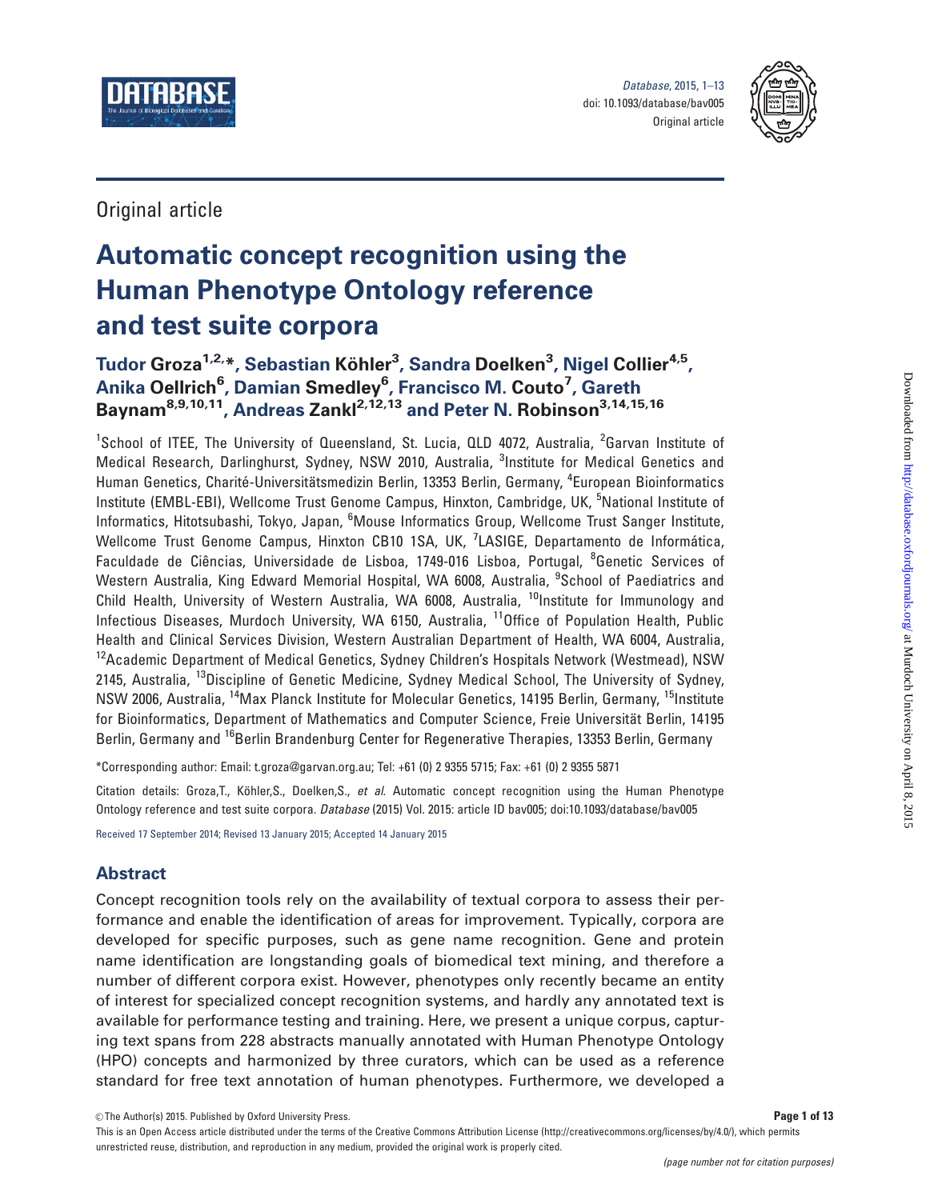Original article

# Automatic concept recognition using the Human Phenotype Ontology reference and test suite corpora

**Tudor Groza[1,2,*], Sebastian Köhler[3], Sandra Doelken[3], Nigel Collier[4,5], Anika Oellrich[6], Damian Smedley[6], Francisco M. Couto[7], Gareth Baynam[8,9,10,11], Andreas Zankl[2,12,13] and Peter N. Robinson[3,14,15,16]**

[1]School of ITEE, The University of Queensland, St. Lucia, QLD 4072, Australia, [2]Garvan Institute of Medical Research, Darlinghurst, Sydney, NSW 2010, Australia, [3]Institute for Medical Genetics and Human Genetics, Charité-Universitätsmedizin Berlin, 13353 Berlin, Germany, [4]European Bioinformatics Institute (EMBL-EBI), Wellcome Trust Genome Campus, Hinxton, Cambridge, UK, [5]National Institute of Informatics, Hitotsubashi, Tokyo, Japan, [6]Mouse Informatics Group, Wellcome Trust Sanger Institute, Wellcome Trust Genome Campus, Hinxton CB10 1SA, UK, [7]LASIGE, Departamento de Informática, Faculdade de Ciências, Universidade de Lisboa, 1749-016 Lisboa, Portugal, [8]Genetic Services of Western Australia, King Edward Memorial Hospital, WA 6008, Australia, [9]School of Paediatrics and Child Health, University of Western Australia, WA 6008, Australia, [10]Institute for Immunology and Infectious Diseases, Murdoch University, WA 6150, Australia, [11]Office of Population Health, Public Health and Clinical Services Division, Western Australian Department of Health, WA 6004, Australia, [12]Academic Department of Medical Genetics, Sydney Children's Hospitals Network (Westmead), NSW 2145, Australia, [13]Discipline of Genetic Medicine, Sydney Medical School, The University of Sydney, NSW 2006, Australia, [14]Max Planck Institute for Molecular Genetics, 14195 Berlin, Germany, [15]Institute for Bioinformatics, Department of Mathematics and Computer Science, Freie Universität Berlin, 14195 Berlin, Germany and [16]Berlin Brandenburg Center for Regenerative Therapies, 13353 Berlin, Germany

*Corresponding author: Email: t.groza@garvan.org.au; Tel: +61 (0) 2 9355 5715; Fax: +61 (0) 2 9355 5871

Citation details: Groza,T., Köhler,S., Doelken,S., *et al*. Automatic concept recognition using the Human Phenotype Ontology reference and test suite corpora. *Database* (2015) Vol. 2015: article ID bav005; doi:10.1093/database/bav005

Received 17 September 2014; Revised 13 January 2015; Accepted 14 January 2015

## Abstract

Concept recognition tools rely on the availability of textual corpora to assess their performance and enable the identification of areas for improvement. Typically, corpora are developed for specific purposes, such as gene name recognition. Gene and protein name identification are longstanding goals of biomedical text mining, and therefore a number of different corpora exist. However, phenotypes only recently became an entity of interest for specialized concept recognition systems, and hardly any annotated text is available for performance testing and training. Here, we present a unique corpus, capturing text spans from 228 abstracts manually annotated with Human Phenotype Ontology (HPO) concepts and harmonized by three curators, which can be used as a reference standard for free text annotation of human phenotypes. Furthermore, we developed a

© The Author(s) 2015. Published by Oxford University Press.

This is an Open Access article distributed under the terms of the Creative Commons Attribution License (http://creativecommons.org/licenses/by/4.0/), which permits unrestricted reuse, distribution, and reproduction in any medium, provided the original work is properly cited.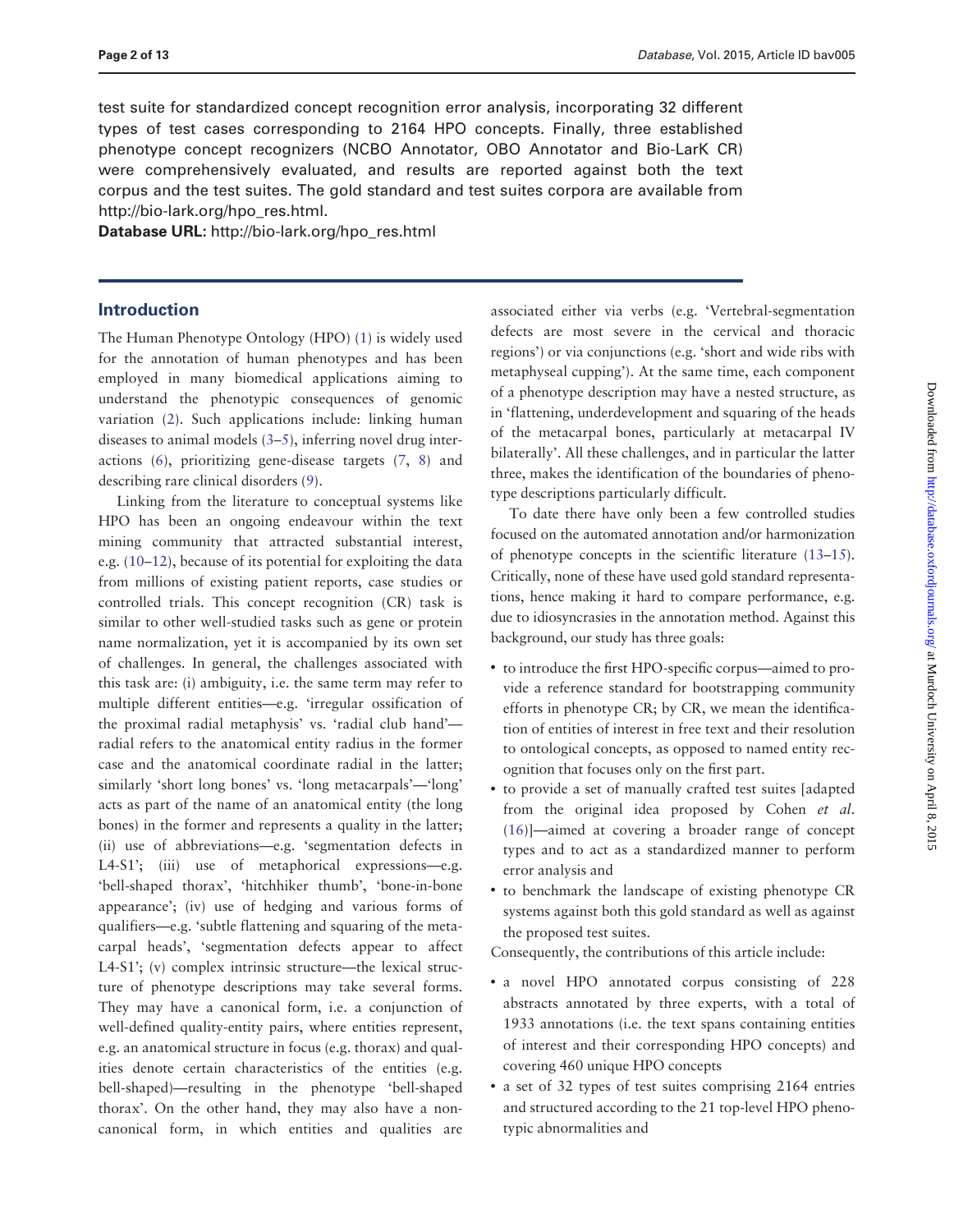test suite for standardized concept recognition error analysis, incorporating 32 different types of test cases corresponding to 2164 HPO concepts. Finally, three established phenotype concept recognizers (NCBO Annotator, OBO Annotator and Bio-LarK CR) were comprehensively evaluated, and results are reported against both the text corpus and the test suites. The gold standard and test suites corpora are available from http://bio-lark.org/hpo_res.html.

**Database URL:** http://bio-lark.org/hpo_res.html

## Introduction

The Human Phenotype Ontology (HPO) (1) is widely used for the annotation of human phenotypes and has been employed in many biomedical applications aiming to understand the phenotypic consequences of genomic variation (2). Such applications include: linking human diseases to animal models (3–5), inferring novel drug interactions (6), prioritizing gene-disease targets (7, 8) and describing rare clinical disorders (9).

Linking from the literature to conceptual systems like HPO has been an ongoing endeavour within the text mining community that attracted substantial interest, e.g. (10–12), because of its potential for exploiting the data from millions of existing patient reports, case studies or controlled trials. This concept recognition (CR) task is similar to other well-studied tasks such as gene or protein name normalization, yet it is accompanied by its own set of challenges. In general, the challenges associated with this task are: (i) ambiguity, i.e. the same term may refer to multiple different entities—e.g. 'irregular ossification of the proximal radial metaphysis' vs. 'radial club hand'—radial refers to the anatomical entity radius in the former case and the anatomical coordinate radial in the latter; similarly 'short long bones' vs. 'long metacarpals'—'long' acts as part of the name of an anatomical entity (the long bones) in the former and represents a quality in the latter; (ii) use of abbreviations—e.g. 'segmentation defects in L4-S1'; (iii) use of metaphorical expressions—e.g. 'bell-shaped thorax', 'hitchhiker thumb', 'bone-in-bone appearance'; (iv) use of hedging and various forms of qualifiers—e.g. 'subtle flattening and squaring of the metacarpal heads', 'segmentation defects appear to affect L4-S1'; (v) complex intrinsic structure—the lexical structure of phenotype descriptions may take several forms. They may have a canonical form, i.e. a conjunction of well-defined quality-entity pairs, where entities represent, e.g. an anatomical structure in focus (e.g. thorax) and qualities denote certain characteristics of the entities (e.g. bell-shaped)—resulting in the phenotype 'bell-shaped thorax'. On the other hand, they may also have a non-canonical form, in which entities and qualities are associated either via verbs (e.g. 'Vertebral-segmentation defects are most severe in the cervical and thoracic regions') or via conjunctions (e.g. 'short and wide ribs with metaphyseal cupping'). At the same time, each component of a phenotype description may have a nested structure, as in 'flattening, underdevelopment and squaring of the heads of the metacarpal bones, particularly at metacarpal IV bilaterally'. All these challenges, and in particular the latter three, makes the identification of the boundaries of phenotype descriptions particularly difficult.

To date there have only been a few controlled studies focused on the automated annotation and/or harmonization of phenotype concepts in the scientific literature (13–15). Critically, none of these have used gold standard representations, hence making it hard to compare performance, e.g. due to idiosyncrasies in the annotation method. Against this background, our study has three goals:

- to introduce the first HPO-specific corpus—aimed to provide a reference standard for bootstrapping community efforts in phenotype CR; by CR, we mean the identification of entities of interest in free text and their resolution to ontological concepts, as opposed to named entity recognition that focuses only on the first part.
- to provide a set of manually crafted test suites [adapted from the original idea proposed by Cohen *et al.* (16)]—aimed at covering a broader range of concept types and to act as a standardized manner to perform error analysis and
- to benchmark the landscape of existing phenotype CR systems against both this gold standard as well as against the proposed test suites.

Consequently, the contributions of this article include:

- a novel HPO annotated corpus consisting of 228 abstracts annotated by three experts, with a total of 1933 annotations (i.e. the text spans containing entities of interest and their corresponding HPO concepts) and covering 460 unique HPO concepts
- a set of 32 types of test suites comprising 2164 entries and structured according to the 21 top-level HPO phenotypic abnormalities and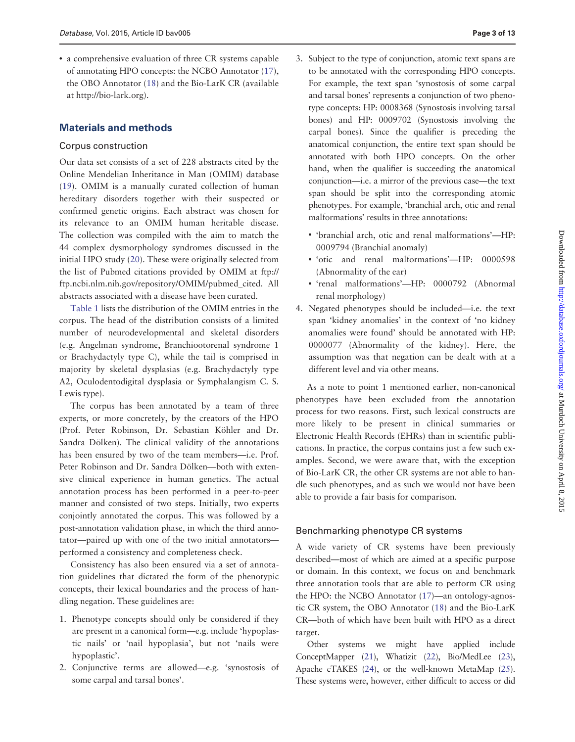- a comprehensive evaluation of three CR systems capable of annotating HPO concepts: the NCBO Annotator (17), the OBO Annotator (18) and the Bio-LarK CR (available at http://bio-lark.org).

## Materials and methods

### Corpus construction

Our data set consists of a set of 228 abstracts cited by the Online Mendelian Inheritance in Man (OMIM) database (19). OMIM is a manually curated collection of human hereditary disorders together with their suspected or confirmed genetic origins. Each abstract was chosen for its relevance to an OMIM human heritable disease. The collection was compiled with the aim to match the 44 complex dysmorphology syndromes discussed in the initial HPO study (20). These were originally selected from the list of Pubmed citations provided by OMIM at ftp://ftp.ncbi.nlm.nih.gov/repository/OMIM/pubmed_cited. All abstracts associated with a disease have been curated.

Table 1 lists the distribution of the OMIM entries in the corpus. The head of the distribution consists of a limited number of neurodevelopmental and skeletal disorders (e.g. Angelman syndrome, Branchiootorenal syndrome 1 or Brachydactyly type C), while the tail is comprised in majority by skeletal dysplasias (e.g. Brachydactyly type A2, Oculodentodigital dysplasia or Symphalangism C. S. Lewis type).

The corpus has been annotated by a team of three experts, or more concretely, by the creators of the HPO (Prof. Peter Robinson, Dr. Sebastian Köhler and Dr. Sandra Dölken). The clinical validity of the annotations has been ensured by two of the team members—i.e. Prof. Peter Robinson and Dr. Sandra Dölken—both with extensive clinical experience in human genetics. The actual annotation process has been performed in a peer-to-peer manner and consisted of two steps. Initially, two experts conjointly annotated the corpus. This was followed by a post-annotation validation phase, in which the third annotator—paired up with one of the two initial annotators—performed a consistency and completeness check.

Consistency has also been ensured via a set of annotation guidelines that dictated the form of the phenotypic concepts, their lexical boundaries and the process of handling negation. These guidelines are:

1. Phenotype concepts should only be considered if they are present in a canonical form—e.g. include 'hypoplastic nails' or 'nail hypoplasia', but not 'nails were hypoplastic'.
2. Conjunctive terms are allowed—e.g. 'synostosis of some carpal and tarsal bones'.
3. Subject to the type of conjunction, atomic text spans are to be annotated with the corresponding HPO concepts. For example, the text span 'synostosis of some carpal and tarsal bones' represents a conjunction of two phenotype concepts: HP: 0008368 (Synostosis involving tarsal bones) and HP: 0009702 (Synostosis involving the carpal bones). Since the qualifier is preceding the anatomical conjunction, the entire text span should be annotated with both HPO concepts. On the other hand, when the qualifier is succeeding the anatomical conjunction—i.e. a mirror of the previous case—the text span should be split into the corresponding atomic phenotypes. For example, 'branchial arch, otic and renal malformations' results in three annotations:
   - 'branchial arch, otic and renal malformations'—HP: 0009794 (Branchial anomaly)
   - 'otic and renal malformations'—HP: 0000598 (Abnormality of the ear)
   - 'renal malformations'—HP: 0000792 (Abnormal renal morphology)
4. Negated phenotypes should be included—i.e. the text span 'kidney anomalies' in the context of 'no kidney anomalies were found' should be annotated with HP: 0000077 (Abnormality of the kidney). Here, the assumption was that negation can be dealt with at a different level and via other means.

As a note to point 1 mentioned earlier, non-canonical phenotypes have been excluded from the annotation process for two reasons. First, such lexical constructs are more likely to be present in clinical summaries or Electronic Health Records (EHRs) than in scientific publications. In practice, the corpus contains just a few such examples. Second, we were aware that, with the exception of Bio-LarK CR, the other CR systems are not able to handle such phenotypes, and as such we would not have been able to provide a fair basis for comparison.

### Benchmarking phenotype CR systems

A wide variety of CR systems have been previously described—most of which are aimed at a specific purpose or domain. In this context, we focus on and benchmark three annotation tools that are able to perform CR using the HPO: the NCBO Annotator (17)—an ontology-agnostic CR system, the OBO Annotator (18) and the Bio-LarK CR—both of which have been built with HPO as a direct target.

Other systems we might have applied include ConceptMapper (21), Whatizit (22), Bio/MedLee (23), Apache cTAKES (24), or the well-known MetaMap (25). These systems were, however, either difficult to access or did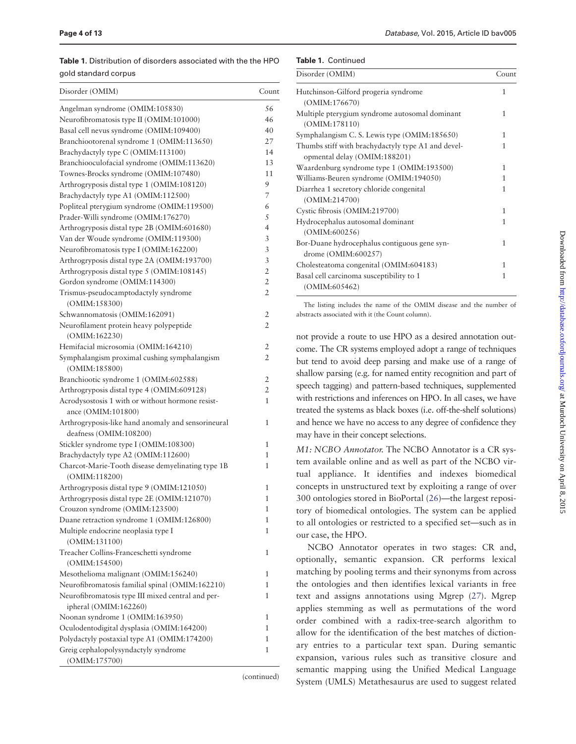**Table 1.** Distribution of disorders associated with the the HPO gold standard corpus

| Disorder (OMIM) | Count |
|---|---|
| Angelman syndrome (OMIM:105830) | 56 |
| Neurofibromatosis type II (OMIM:101000) | 46 |
| Basal cell nevus syndrome (OMIM:109400) | 40 |
| Branchiootorenal syndrome 1 (OMIM:113650) | 27 |
| Brachydactyly type C (OMIM:113100) | 14 |
| Branchiooculofacial syndrome (OMIM:113620) | 13 |
| Townes-Brocks syndrome (OMIM:107480) | 11 |
| Arthrogryposis distal type 1 (OMIM:108120) | 9 |
| Brachydactyly type A1 (OMIM:112500) | 7 |
| Popliteal pterygium syndrome (OMIM:119500) | 6 |
| Prader-Willi syndrome (OMIM:176270) | 5 |
| Arthrogryposis distal type 2B (OMIM:601680) | 4 |
| Van der Woude syndrome (OMIM:119300) | 3 |
| Neurofibromatosis type I (OMIM:162200) | 3 |
| Arthrogryposis distal type 2A (OMIM:193700) | 3 |
| Arthrogryposis distal type 5 (OMIM:108145) | 2 |
| Gordon syndrome (OMIM:114300) | 2 |
| Trismus-pseudocamptodactyly syndrome (OMIM:158300) | 2 |
| Schwannomatosis (OMIM:162091) | 2 |
| Neurofilament protein heavy polypeptide (OMIM:162230) | 2 |
| Hemifacial microsomia (OMIM:164210) | 2 |
| Symphalangism proximal cushing symphalangism (OMIM:185800) | 2 |
| Branchiootic syndrome 1 (OMIM:602588) | 2 |
| Arthrogryposis distal type 4 (OMIM:609128) | 2 |
| Acrodysostosis 1 with or without hormone resistance (OMIM:101800) | 1 |
| Arthrogryposis-like hand anomaly and sensorineural deafness (OMIM:108200) | 1 |
| Stickler syndrome type I (OMIM:108300) | 1 |
| Brachydactyly type A2 (OMIM:112600) | 1 |
| Charcot-Marie-Tooth disease demyelinating type 1B (OMIM:118200) | 1 |
| Arthrogryposis distal type 9 (OMIM:121050) | 1 |
| Arthrogryposis distal type 2E (OMIM:121070) | 1 |
| Crouzon syndrome (OMIM:123500) | 1 |
| Duane retraction syndrome 1 (OMIM:126800) | 1 |
| Multiple endocrine neoplasia type I (OMIM:131100) | 1 |
| Treacher Collins-Franceschetti syndrome (OMIM:154500) | 1 |
| Mesothelioma malignant (OMIM:156240) | 1 |
| Neurofibromatosis familial spinal (OMIM:162210) | 1 |
| Neurofibromatosis type III mixed central and peripheral (OMIM:162260) | 1 |
| Noonan syndrome 1 (OMIM:163950) | 1 |
| Oculodentodigital dysplasia (OMIM:164200) | 1 |
| Polydactyly postaxial type A1 (OMIM:174200) | 1 |
| Greig cephalopolysyndactyly syndrome (OMIM:175700) | 1 |
| Hutchinson-Gilford progeria syndrome (OMIM:176670) | 1 |
| Multiple pterygium syndrome autosomal dominant (OMIM:178110) | 1 |
| Symphalangism C. S. Lewis type (OMIM:185650) | 1 |
| Thumbs stiff with brachydactyly type A1 and developmental delay (OMIM:188201) | 1 |
| Waardenburg syndrome type 1 (OMIM:193500) | 1 |
| Williams-Beuren syndrome (OMIM:194050) | 1 |
| Diarrhea 1 secretory chloride congenital (OMIM:214700) | 1 |
| Cystic fibrosis (OMIM:219700) | 1 |
| Hydrocephalus autosomal dominant (OMIM:600256) | 1 |
| Bor-Duane hydrocephalus contiguous gene syndrome (OMIM:600257) | 1 |
| Cholesteatoma congenital (OMIM:604183) | 1 |
| Basal cell carcinoma susceptibility to 1 (OMIM:605462) | 1 |

The listing includes the name of the OMIM disease and the number of abstracts associated with it (the Count column).

not provide a route to use HPO as a desired annotation outcome. The CR systems employed adopt a range of techniques but tend to avoid deep parsing and make use of a range of shallow parsing (e.g. for named entity recognition and part of speech tagging) and pattern-based techniques, supplemented with restrictions and inferences on HPO. In all cases, we have treated the systems as black boxes (i.e. off-the-shelf solutions) and hence we have no access to any degree of confidence they may have in their concept selections.

*M1: NCBO Annotator.* The NCBO Annotator is a CR system available online and as well as part of the NCBO virtual appliance. It identifies and indexes biomedical concepts in unstructured text by exploiting a range of over 300 ontologies stored in BioPortal (26)—the largest repository of biomedical ontologies. The system can be applied to all ontologies or restricted to a specified set—such as in our case, the HPO.

NCBO Annotator operates in two stages: CR and, optionally, semantic expansion. CR performs lexical matching by pooling terms and their synonyms from across the ontologies and then identifies lexical variants in free text and assigns annotations using Mgrep (27). Mgrep applies stemming as well as permutations of the word order combined with a radix-tree-search algorithm to allow for the identification of the best matches of dictionary entries to a particular text span. During semantic expansion, various rules such as transitive closure and semantic mapping using the Unified Medical Language System (UMLS) Metathesaurus are used to suggest related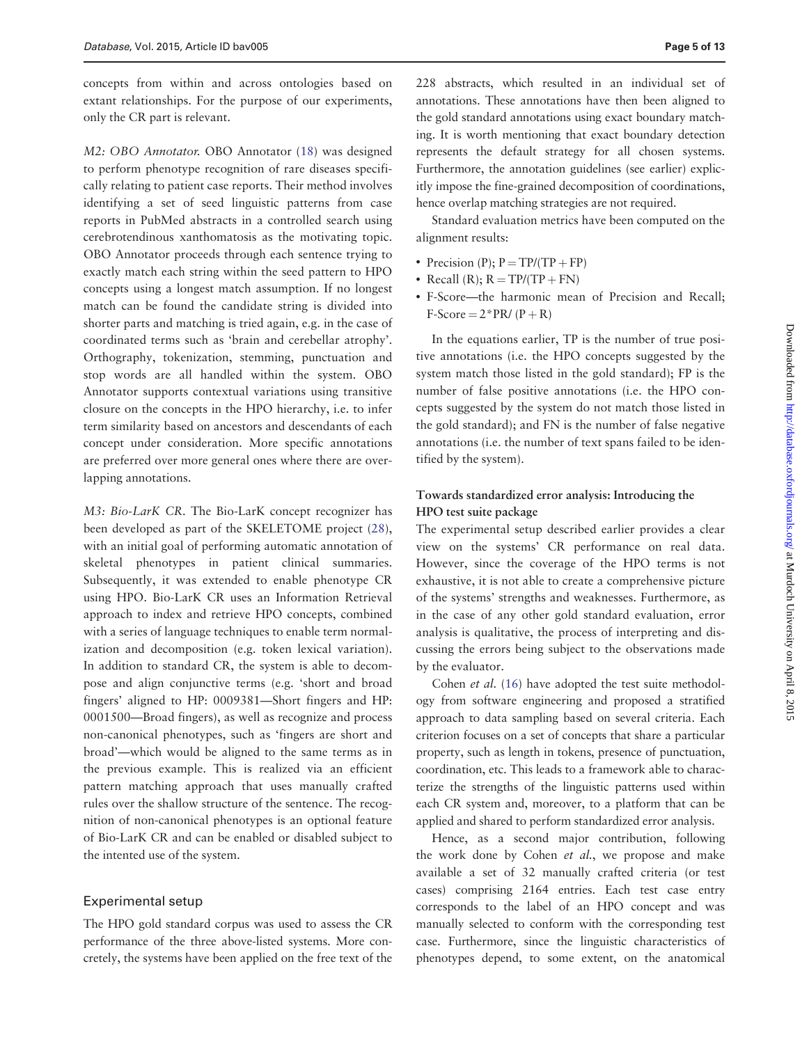concepts from within and across ontologies based on extant relationships. For the purpose of our experiments, only the CR part is relevant.

*M2: OBO Annotator.* OBO Annotator (18) was designed to perform phenotype recognition of rare diseases specifically relating to patient case reports. Their method involves identifying a set of seed linguistic patterns from case reports in PubMed abstracts in a controlled search using cerebrotendinous xanthomatosis as the motivating topic. OBO Annotator proceeds through each sentence trying to exactly match each string within the seed pattern to HPO concepts using a longest match assumption. If no longest match can be found the candidate string is divided into shorter parts and matching is tried again, e.g. in the case of coordinated terms such as 'brain and cerebellar atrophy'. Orthography, tokenization, stemming, punctuation and stop words are all handled within the system. OBO Annotator supports contextual variations using transitive closure on the concepts in the HPO hierarchy, i.e. to infer term similarity based on ancestors and descendants of each concept under consideration. More specific annotations are preferred over more general ones where there are overlapping annotations.

*M3: Bio-LarK CR.* The Bio-LarK concept recognizer has been developed as part of the SKELETOME project (28), with an initial goal of performing automatic annotation of skeletal phenotypes in patient clinical summaries. Subsequently, it was extended to enable phenotype CR using HPO. Bio-LarK CR uses an Information Retrieval approach to index and retrieve HPO concepts, combined with a series of language techniques to enable term normalization and decomposition (e.g. token lexical variation). In addition to standard CR, the system is able to decompose and align conjunctive terms (e.g. 'short and broad fingers' aligned to HP: 0009381—Short fingers and HP: 0001500—Broad fingers), as well as recognize and process non-canonical phenotypes, such as 'fingers are short and broad'—which would be aligned to the same terms as in the previous example. This is realized via an efficient pattern matching approach that uses manually crafted rules over the shallow structure of the sentence. The recognition of non-canonical phenotypes is an optional feature of Bio-LarK CR and can be enabled or disabled subject to the intented use of the system.

## Experimental setup

The HPO gold standard corpus was used to assess the CR performance of the three above-listed systems. More concretely, the systems have been applied on the free text of the 228 abstracts, which resulted in an individual set of annotations. These annotations have then been aligned to the gold standard annotations using exact boundary matching. It is worth mentioning that exact boundary detection represents the default strategy for all chosen systems. Furthermore, the annotation guidelines (see earlier) explicitly impose the fine-grained decomposition of coordinations, hence overlap matching strategies are not required.

Standard evaluation metrics have been computed on the alignment results:

- Precision (P); $P = TP/(TP + FP)$
- Recall (R); $R = TP/(TP + FN)$
- F-Score—the harmonic mean of Precision and Recall; $\text{F-Score} = 2^{*}PR/(P + R)$

In the equations earlier, TP is the number of true positive annotations (i.e. the HPO concepts suggested by the system match those listed in the gold standard); FP is the number of false positive annotations (i.e. the HPO concepts suggested by the system do not match those listed in the gold standard); and FN is the number of false negative annotations (i.e. the number of text spans failed to be identified by the system).

### Towards standardized error analysis: Introducing the HPO test suite package

The experimental setup described earlier provides a clear view on the systems' CR performance on real data. However, since the coverage of the HPO terms is not exhaustive, it is not able to create a comprehensive picture of the systems' strengths and weaknesses. Furthermore, as in the case of any other gold standard evaluation, error analysis is qualitative, the process of interpreting and discussing the errors being subject to the observations made by the evaluator.

Cohen *et al.* (16) have adopted the test suite methodology from software engineering and proposed a stratified approach to data sampling based on several criteria. Each criterion focuses on a set of concepts that share a particular property, such as length in tokens, presence of punctuation, coordination, etc. This leads to a framework able to characterize the strengths of the linguistic patterns used within each CR system and, moreover, to a platform that can be applied and shared to perform standardized error analysis.

Hence, as a second major contribution, following the work done by Cohen *et al.*, we propose and make available a set of 32 manually crafted criteria (or test cases) comprising 2164 entries. Each test case entry corresponds to the label of an HPO concept and was manually selected to conform with the corresponding test case. Furthermore, since the linguistic characteristics of phenotypes depend, to some extent, on the anatomical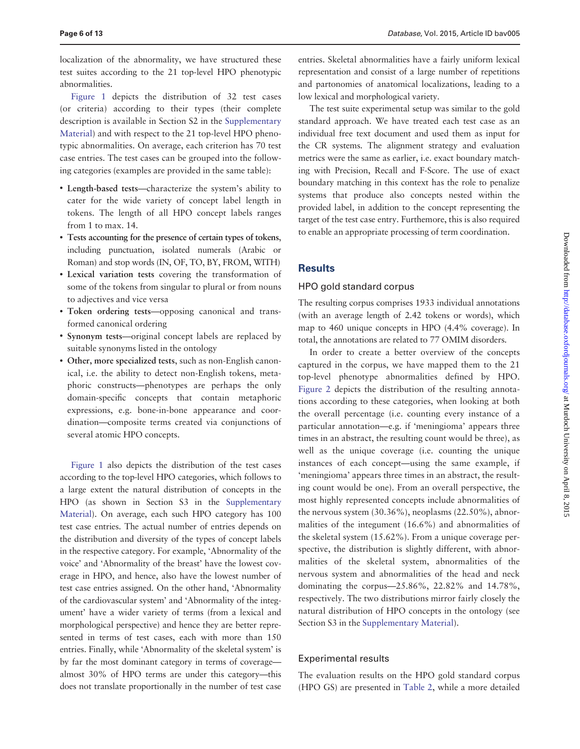localization of the abnormality, we have structured these test suites according to the 21 top-level HPO phenotypic abnormalities.

Figure 1 depicts the distribution of 32 test cases (or criteria) according to their types (their complete description is available in Section S2 in the Supplementary Material) and with respect to the 21 top-level HPO phenotypic abnormalities. On average, each criterion has 70 test case entries. The test cases can be grouped into the following categories (examples are provided in the same table):

- **Length-based tests**—characterize the system's ability to cater for the wide variety of concept label length in tokens. The length of all HPO concept labels ranges from 1 to max. 14.
- **Tests accounting for the presence of certain types of tokens**, including punctuation, isolated numerals (Arabic or Roman) and stop words (IN, OF, TO, BY, FROM, WITH)
- **Lexical variation tests** covering the transformation of some of the tokens from singular to plural or from nouns to adjectives and vice versa
- **Token ordering tests**—opposing canonical and transformed canonical ordering
- **Synonym tests**—original concept labels are replaced by suitable synonyms listed in the ontology
- **Other, more specialized tests**, such as non-English canonical, i.e. the ability to detect non-English tokens, metaphoric constructs—phenotypes are perhaps the only domain-specific concepts that contain metaphoric expressions, e.g. bone-in-bone appearance and coordination—composite terms created via conjunctions of several atomic HPO concepts.

Figure 1 also depicts the distribution of the test cases according to the top-level HPO categories, which follows to a large extent the natural distribution of concepts in the HPO (as shown in Section S3 in the Supplementary Material). On average, each such HPO category has 100 test case entries. The actual number of entries depends on the distribution and diversity of the types of concept labels in the respective category. For example, 'Abnormality of the voice' and 'Abnormality of the breast' have the lowest coverage in HPO, and hence, also have the lowest number of test case entries assigned. On the other hand, 'Abnormality of the cardiovascular system' and 'Abnormality of the integument' have a wider variety of terms (from a lexical and morphological perspective) and hence they are better represented in terms of test cases, each with more than 150 entries. Finally, while 'Abnormality of the skeletal system' is by far the most dominant category in terms of coverage—almost 30% of HPO terms are under this category—this does not translate proportionally in the number of test case entries. Skeletal abnormalities have a fairly uniform lexical representation and consist of a large number of repetitions and partonomies of anatomical localizations, leading to a low lexical and morphological variety.

The test suite experimental setup was similar to the gold standard approach. We have treated each test case as an individual free text document and used them as input for the CR systems. The alignment strategy and evaluation metrics were the same as earlier, i.e. exact boundary matching with Precision, Recall and F-Score. The use of exact boundary matching in this context has the role to penalize systems that produce also concepts nested within the provided label, in addition to the concept representing the target of the test case entry. Furthemore, this is also required to enable an appropriate processing of term coordination.

## Results

### HPO gold standard corpus

The resulting corpus comprises 1933 individual annotations (with an average length of 2.42 tokens or words), which map to 460 unique concepts in HPO (4.4% coverage). In total, the annotations are related to 77 OMIM disorders.

In order to create a better overview of the concepts captured in the corpus, we have mapped them to the 21 top-level phenotype abnormalities defined by HPO. Figure 2 depicts the distribution of the resulting annotations according to these categories, when looking at both the overall percentage (i.e. counting every instance of a particular annotation—e.g. if 'meningioma' appears three times in an abstract, the resulting count would be three), as well as the unique coverage (i.e. counting the unique instances of each concept—using the same example, if 'meningioma' appears three times in an abstract, the resulting count would be one). From an overall perspective, the most highly represented concepts include abnormalities of the nervous system (30.36%), neoplasms (22.50%), abnormalities of the integument (16.6%) and abnormalities of the skeletal system (15.62%). From a unique coverage perspective, the distribution is slightly different, with abnormalities of the skeletal system, abnormalities of the nervous system and abnormalities of the head and neck dominating the corpus—25.86%, 22.82% and 14.78%, respectively. The two distributions mirror fairly closely the natural distribution of HPO concepts in the ontology (see Section S3 in the Supplementary Material).

### Experimental results

The evaluation results on the HPO gold standard corpus (HPO GS) are presented in Table 2, while a more detailed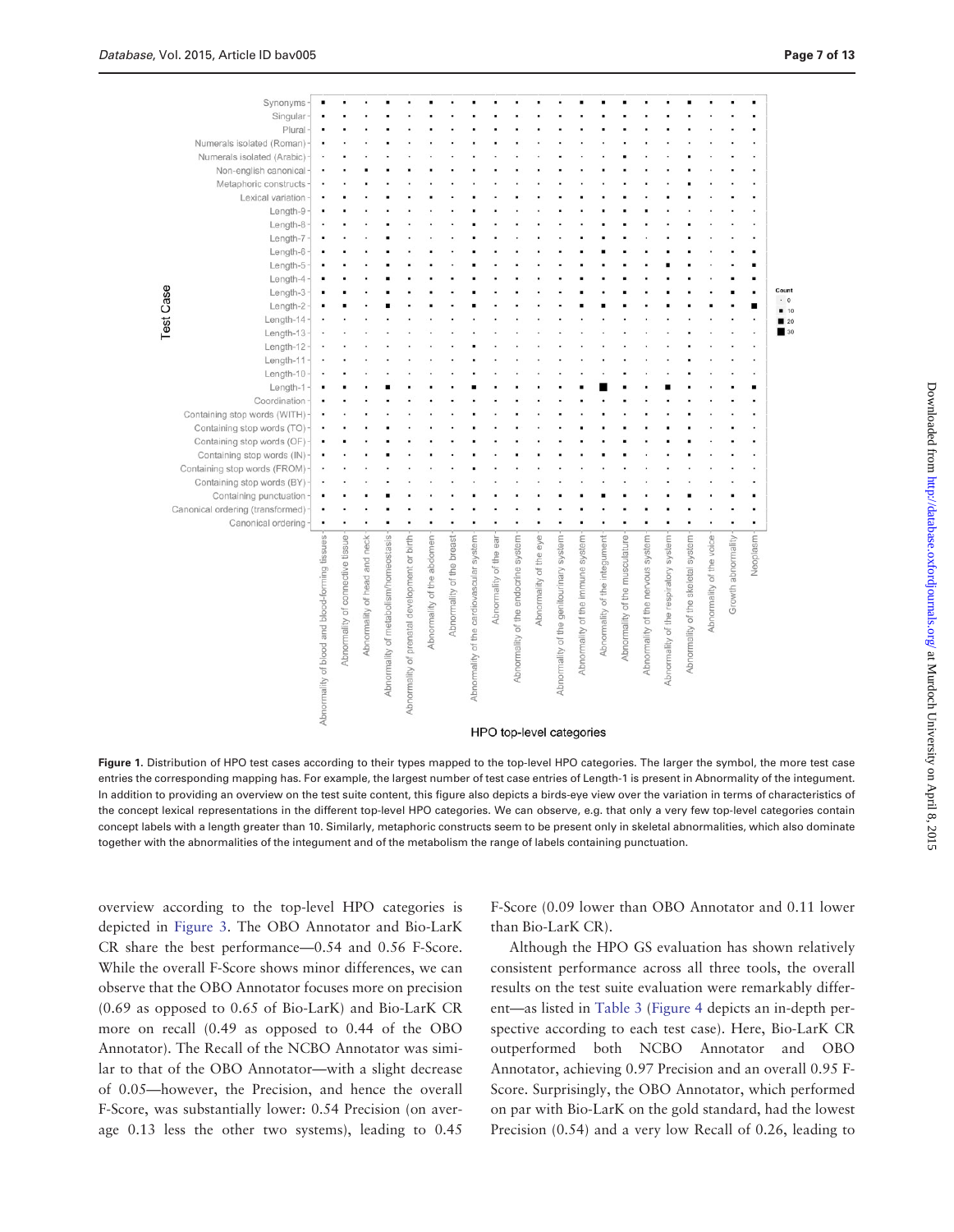Figure 1. Distribution of HPO test cases according to their types mapped to the top-level HPO categories. The larger the symbol, the more test case entries the corresponding mapping has. For example, the largest number of test case entries of Length-1 is present in Abnormality of the integument. In addition to providing an overview on the test suite content, this figure also depicts a birds-eye view over the variation in terms of characteristics of the concept lexical representations in the different top-level HPO categories. We can observe, e.g. that only a very few top-level categories contain concept labels with a length greater than 10. Similarly, metaphoric constructs seem to be present only in skeletal abnormalities, which also dominate together with the abnormalities of the integument and of the metabolism the range of labels containing punctuation.

overview according to the top-level HPO categories is depicted in Figure 3. The OBO Annotator and Bio-LarK CR share the best performance—0.54 and 0.56 F-Score. While the overall F-Score shows minor differences, we can observe that the OBO Annotator focuses more on precision (0.69 as opposed to 0.65 of Bio-LarK) and Bio-LarK CR more on recall (0.49 as opposed to 0.44 of the OBO Annotator). The Recall of the NCBO Annotator was similar to that of the OBO Annotator—with a slight decrease of 0.05—however, the Precision, and hence the overall F-Score, was substantially lower: 0.54 Precision (on average 0.13 less the other two systems), leading to 0.45 F-Score (0.09 lower than OBO Annotator and 0.11 lower than Bio-LarK CR).

Although the HPO GS evaluation has shown relatively consistent performance across all three tools, the overall results on the test suite evaluation were remarkably different—as listed in Table 3 (Figure 4 depicts an in-depth perspective according to each test case). Here, Bio-LarK CR outperformed both NCBO Annotator and OBO Annotator, achieving 0.97 Precision and an overall 0.95 F-Score. Surprisingly, the OBO Annotator, which performed on par with Bio-LarK on the gold standard, had the lowest Precision (0.54) and a very low Recall of 0.26, leading to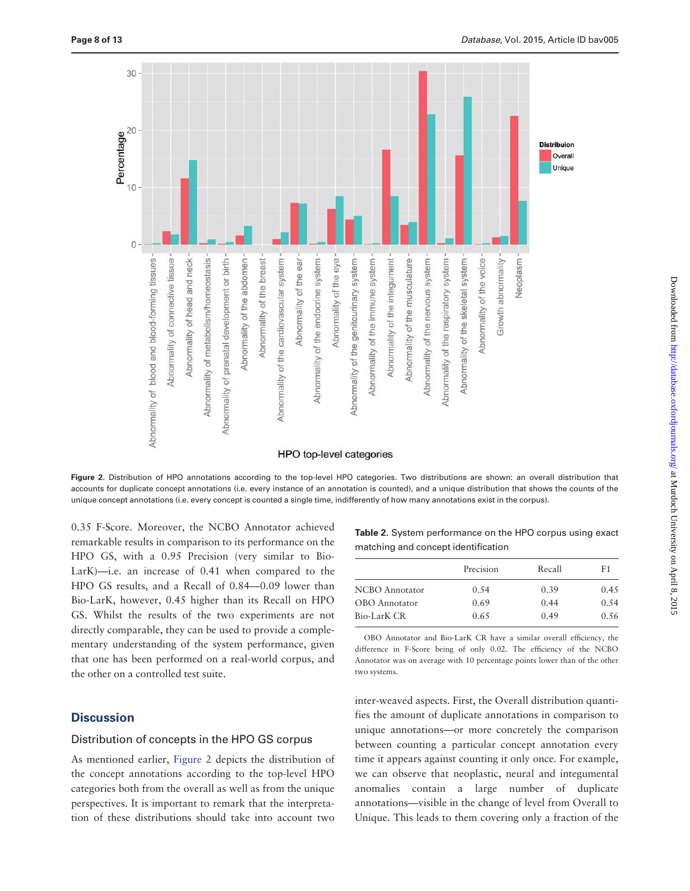Figure 2. Distribution of HPO annotations according to the top-level HPO categories. Two distributions are shown: an overall distribution that accounts for duplicate concept annotations (i.e. every instance of an annotation is counted), and a unique distribution that shows the counts of the unique concept annotations (i.e. every concept is counted a single time, indifferently of how many annotations exist in the corpus).

0.35 F-Score. Moreover, the NCBO Annotator achieved remarkable results in comparison to its performance on the HPO GS, with a 0.95 Precision (very similar to Bio-LarK)—i.e. an increase of 0.41 when compared to the HPO GS results, and a Recall of 0.84—0.09 lower than Bio-LarK, however, 0.45 higher than its Recall on HPO GS. Whilst the results of the two experiments are not directly comparable, they can be used to provide a complementary understanding of the system performance, given that one has been performed on a real-world corpus, and the other on a controlled test suite.

**Table 2.** System performance on the HPO corpus using exact matching and concept identification

| | Precision | Recall | F1 |
|---|---|---|---|
| NCBO Annotator | 0.54 | 0.39 | 0.45 |
| OBO Annotator | 0.69 | 0.44 | 0.54 |
| Bio-LarK CR | 0.65 | 0.49 | 0.56 |

OBO Annotator and Bio-LarK CR have a similar overall efficiency, the difference in F-Score being of only 0.02. The efficiency of the NCBO Annotator was on average with 10 percentage points lower than of the other two systems.

## Discussion

### Distribution of concepts in the HPO GS corpus

As mentioned earlier, Figure 2 depicts the distribution of the concept annotations according to the top-level HPO categories both from the overall as well as from the unique perspectives. It is important to remark that the interpretation of these distributions should take into account two inter-weaved aspects. First, the Overall distribution quantifies the amount of duplicate annotations in comparison to unique annotations—or more concretely the comparison between counting a particular concept annotation every time it appears against counting it only once. For example, we can observe that neoplastic, neural and integumental anomalies contain a large number of duplicate annotations—visible in the change of level from Overall to Unique. This leads to them covering only a fraction of the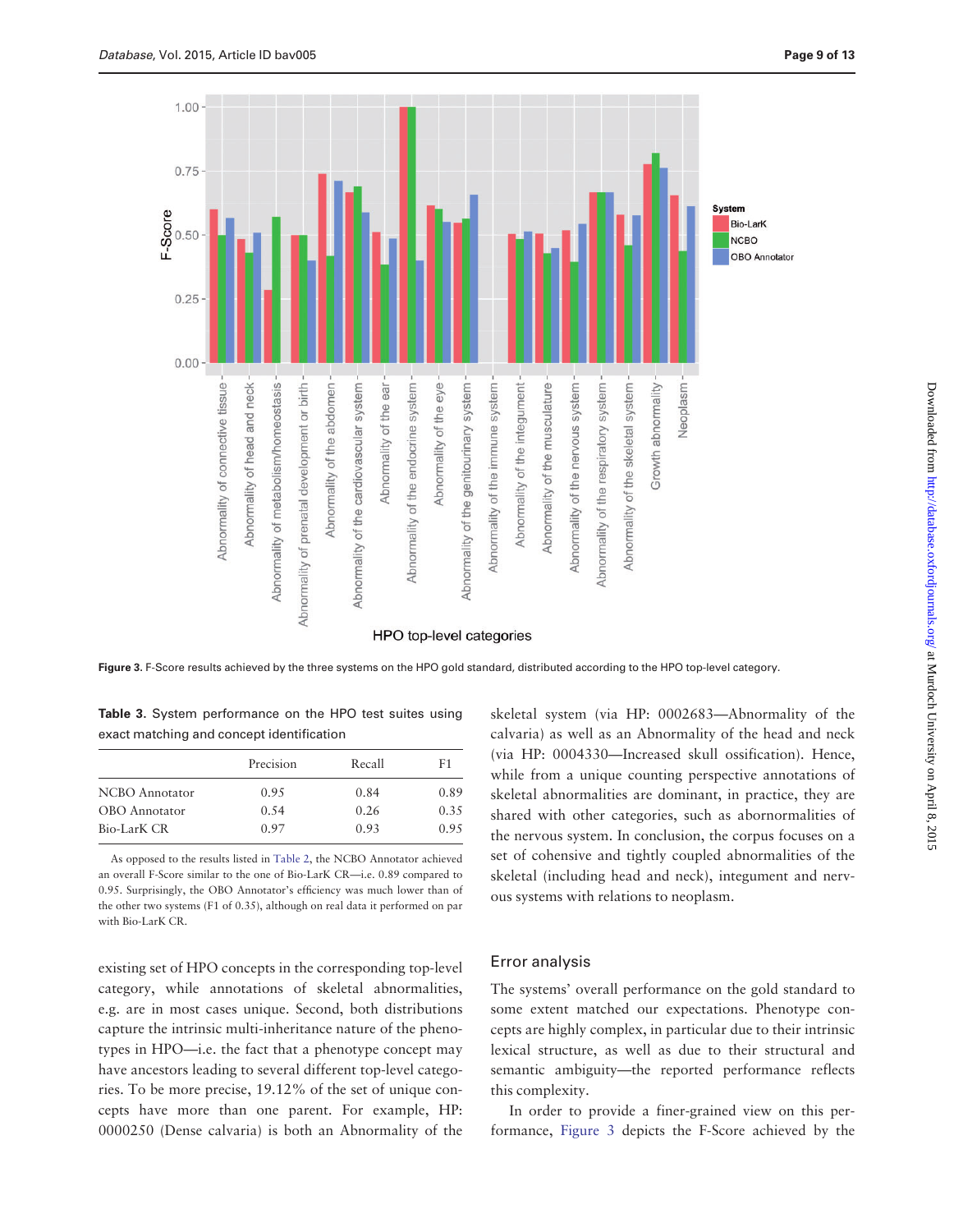Figure 3. F-Score results achieved by the three systems on the HPO gold standard, distributed according to the HPO top-level category.

Table 3. System performance on the HPO test suites using exact matching and concept identification

| | Precision | Recall | F1 |
|---|---|---|---|
| NCBO Annotator | 0.95 | 0.84 | 0.89 |
| OBO Annotator | 0.54 | 0.26 | 0.35 |
| Bio-LarK CR | 0.97 | 0.93 | 0.95 |

As opposed to the results listed in Table 2, the NCBO Annotator achieved an overall F-Score similar to the one of Bio-LarK CR—i.e. 0.89 compared to 0.95. Surprisingly, the OBO Annotator's efficiency was much lower than of the other two systems (F1 of 0.35), although on real data it performed on par with Bio-LarK CR.

existing set of HPO concepts in the corresponding top-level category, while annotations of skeletal abnormalities, e.g. are in most cases unique. Second, both distributions capture the intrinsic multi-inheritance nature of the phenotypes in HPO—i.e. the fact that a phenotype concept may have ancestors leading to several different top-level categories. To be more precise, 19.12% of the set of unique concepts have more than one parent. For example, HP: 0000250 (Dense calvaria) is both an Abnormality of the skeletal system (via HP: 0002683—Abnormality of the calvaria) as well as an Abnormality of the head and neck (via HP: 0004330—Increased skull ossification). Hence, while from a unique counting perspective annotations of skeletal abnormalities are dominant, in practice, they are shared with other categories, such as abornormalities of the nervous system. In conclusion, the corpus focuses on a set of cohesive and tightly coupled abnormalities of the skeletal (including head and neck), integument and nervous systems with relations to neoplasm.

## Error analysis

The systems' overall performance on the gold standard to some extent matched our expectations. Phenotype concepts are highly complex, in particular due to their intrinsic lexical structure, as well as due to their structural and semantic ambiguity—the reported performance reflects this complexity.

In order to provide a finer-grained view on this performance, Figure 3 depicts the F-Score achieved by the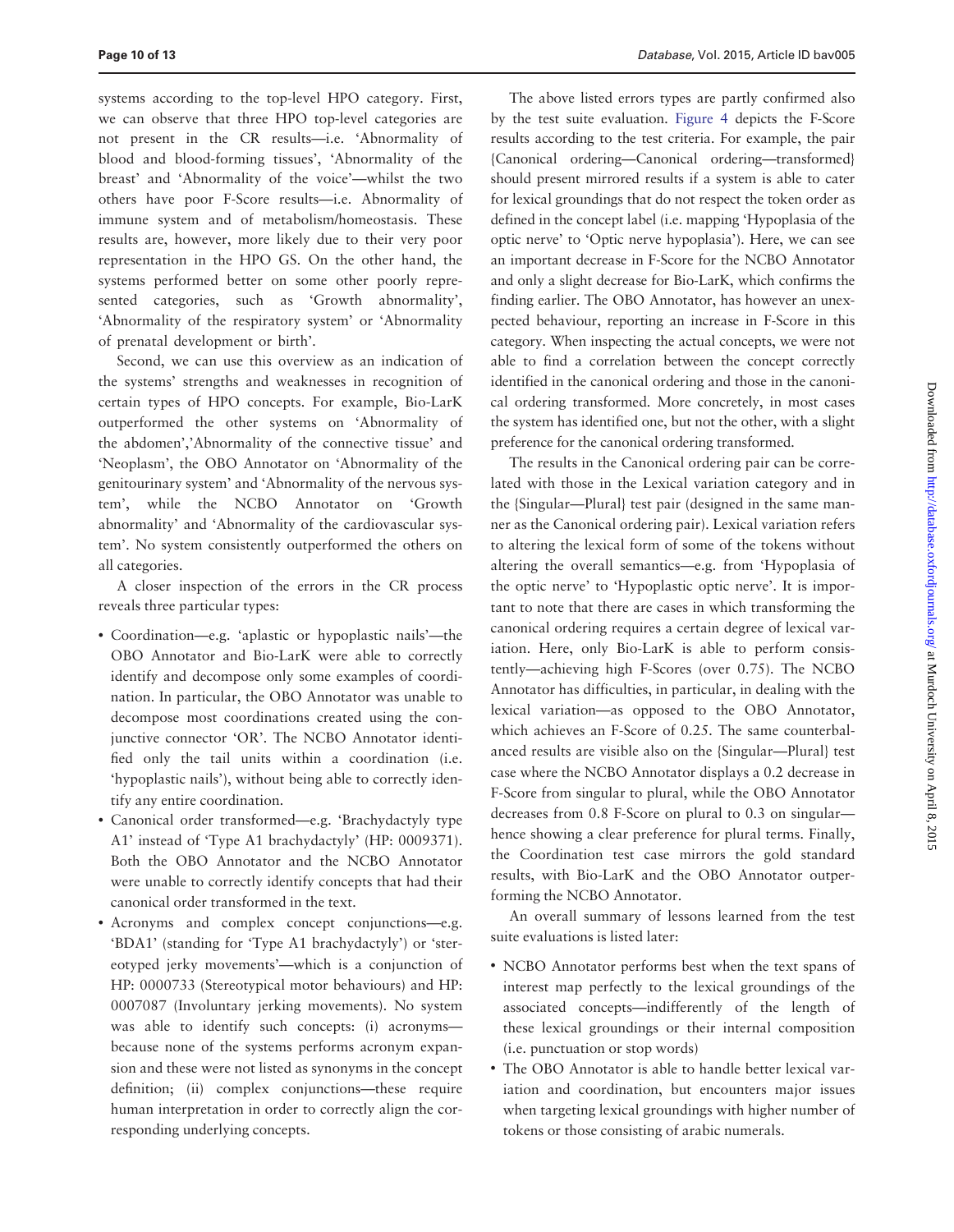systems according to the top-level HPO category. First, we can observe that three HPO top-level categories are not present in the CR results—i.e. 'Abnormality of blood and blood-forming tissues', 'Abnormality of the breast' and 'Abnormality of the voice'—whilst the two others have poor F-Score results—i.e. Abnormality of immune system and of metabolism/homeostasis. These results are, however, more likely due to their very poor representation in the HPO GS. On the other hand, the systems performed better on some other poorly represented categories, such as 'Growth abnormality', 'Abnormality of the respiratory system' or 'Abnormality of prenatal development or birth'.

Second, we can use this overview as an indication of the systems' strengths and weaknesses in recognition of certain types of HPO concepts. For example, Bio-LarK outperformed the other systems on 'Abnormality of the abdomen','Abnormality of the connective tissue' and 'Neoplasm', the OBO Annotator on 'Abnormality of the genitourinary system' and 'Abnormality of the nervous system', while the NCBO Annotator on 'Growth abnormality' and 'Abnormality of the cardiovascular system'. No system consistently outperformed the others on all categories.

A closer inspection of the errors in the CR process reveals three particular types:

- Coordination—e.g. 'aplastic or hypoplastic nails'—the OBO Annotator and Bio-LarK were able to correctly identify and decompose only some examples of coordination. In particular, the OBO Annotator was unable to decompose most coordinations created using the conjunctive connector 'OR'. The NCBO Annotator identified only the tail units within a coordination (i.e. 'hypoplastic nails'), without being able to correctly identify any entire coordination.
- Canonical order transformed—e.g. 'Brachydactyly type A1' instead of 'Type A1 brachydactyly' (HP: 0009371). Both the OBO Annotator and the NCBO Annotator were unable to correctly identify concepts that had their canonical order transformed in the text.
- Acronyms and complex concept conjunctions—e.g. 'BDA1' (standing for 'Type A1 brachydactyly') or 'stereotyped jerky movements'—which is a conjunction of HP: 0000733 (Stereotypical motor behaviours) and HP: 0007087 (Involuntary jerking movements). No system was able to identify such concepts: (i) acronyms—because none of the systems performs acronym expansion and these were not listed as synonyms in the concept definition; (ii) complex conjunctions—these require human interpretation in order to correctly align the corresponding underlying concepts.

The above listed errors types are partly confirmed also by the test suite evaluation. Figure 4 depicts the F-Score results according to the test criteria. For example, the pair {Canonical ordering—Canonical ordering—transformed} should present mirrored results if a system is able to cater for lexical groundings that do not respect the token order as defined in the concept label (i.e. mapping 'Hypoplasia of the optic nerve' to 'Optic nerve hypoplasia'). Here, we can see an important decrease in F-Score for the NCBO Annotator and only a slight decrease for Bio-LarK, which confirms the finding earlier. The OBO Annotator, has however an unexpected behaviour, reporting an increase in F-Score in this category. When inspecting the actual concepts, we were not able to find a correlation between the concept correctly identified in the canonical ordering and those in the canonical ordering transformed. More concretely, in most cases the system has identified one, but not the other, with a slight preference for the canonical ordering transformed.

The results in the Canonical ordering pair can be correlated with those in the Lexical variation category and in the {Singular—Plural} test pair (designed in the same manner as the Canonical ordering pair). Lexical variation refers to altering the lexical form of some of the tokens without altering the overall semantics—e.g. from 'Hypoplasia of the optic nerve' to 'Hypoplastic optic nerve'. It is important to note that there are cases in which transforming the canonical ordering requires a certain degree of lexical variation. Here, only Bio-LarK is able to perform consistently—achieving high F-Scores (over 0.75). The NCBO Annotator has difficulties, in particular, in dealing with the lexical variation—as opposed to the OBO Annotator, which achieves an F-Score of 0.25. The same counterbalanced results are visible also on the {Singular—Plural} test case where the NCBO Annotator displays a 0.2 decrease in F-Score from singular to plural, while the OBO Annotator decreases from 0.8 F-Score on plural to 0.3 on singular—hence showing a clear preference for plural terms. Finally, the Coordination test case mirrors the gold standard results, with Bio-LarK and the OBO Annotator outperforming the NCBO Annotator.

An overall summary of lessons learned from the test suite evaluations is listed later:

- NCBO Annotator performs best when the text spans of interest map perfectly to the lexical groundings of the associated concepts—indifferently of the length of these lexical groundings or their internal composition (i.e. punctuation or stop words)
- The OBO Annotator is able to handle better lexical variation and coordination, but encounters major issues when targeting lexical groundings with higher number of tokens or those consisting of arabic numerals.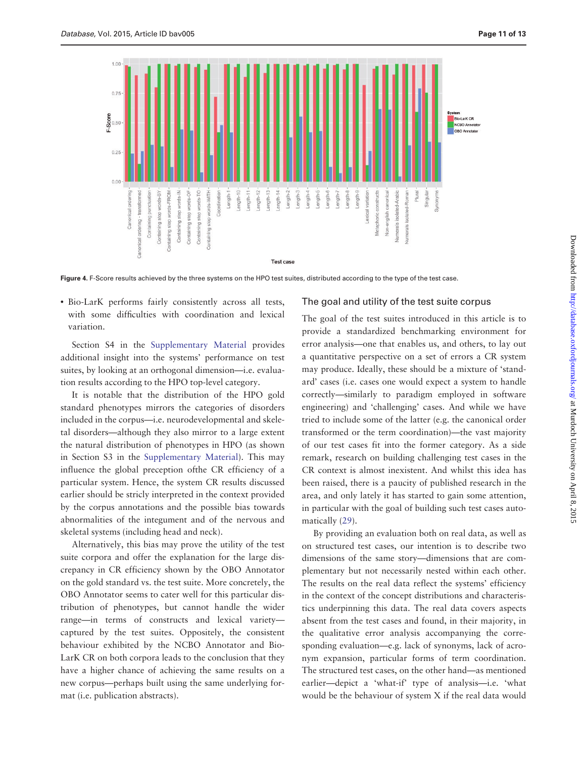F-Score

1.00
0.75
0.50
0.25
0.00

System
Bio-LarK CR
NCBO Annotator
OBO Annotator

Canonical ordering
Canonical ordering - transformed
Containing punctuation
Containing stop words-BY
Containing stop words-FROM
Containing stop words-IN
Containing stop words-OF
Containing stop words-TO
Containing stop words-WITH
Coordination
Length-1
Length-10
Length-11
Length-12
Length-13
Length-14
Length-2
Length-3
Length-4
Length-5
Length-6
Length-7
Length-8
Length-9
Lexical variation
Metaphoric constructs
Non-english canonical
Numerals isolated-Arabic
Numerals isolated-Roman
Plural
Singular
Synonyms

Test case

**Figure 4.** F-Score results achieved by the three systems on the HPO test suites, distributed according to the type of the test case.

- Bio-LarK performs fairly consistently across all tests, with some difficulties with coordination and lexical variation.

Section S4 in the Supplementary Material provides additional insight into the systems' performance on test suites, by looking at an orthogonal dimension—i.e. evaluation results according to the HPO top-level category.

It is notable that the distribution of the HPO gold standard phenotypes mirrors the categories of disorders included in the corpus—i.e. neurodevelopmental and skeletal disorders—although they also mirror to a large extent the natural distribution of phenotypes in HPO (as shown in Section S3 in the Supplementary Material). This may influence the global preception ofthe CR efficiency of a particular system. Hence, the system CR results discussed earlier should be stricly interpreted in the context provided by the corpus annotations and the possible bias towards abnormalities of the integument and of the nervous and skeletal systems (including head and neck).

Alternatively, this bias may prove the utility of the test suite corpora and offer the explanation for the large discrepancy in CR efficiency shown by the OBO Annotator on the gold standard vs. the test suite. More concretely, the OBO Annotator seems to cater well for this particular distribution of phenotypes, but cannot handle the wider range—in terms of constructs and lexical variety—captured by the test suites. Oppositely, the consistent behaviour exhibited by the NCBO Annotator and Bio-LarK CR on both corpora leads to the conclusion that they have a higher chance of achieving the same results on a new corpus—perhaps built using the same underlying format (i.e. publication abstracts).

## The goal and utility of the test suite corpus

The goal of the test suites introduced in this article is to provide a standardized benchmarking environment for error analysis—one that enables us, and others, to lay out a quantitative perspective on a set of errors a CR system may produce. Ideally, these should be a mixture of 'standard' cases (i.e. cases one would expect a system to handle correctly—similarly to paradigm employed in software engineering) and 'challenging' cases. And while we have tried to include some of the latter (e.g. the canonical order transformed or the term coordination)—the vast majority of our test cases fit into the former category. As a side remark, research on building challenging test cases in the CR context is almost inexistent. And whilst this idea has been raised, there is a paucity of published research in the area, and only lately it has started to gain some attention, in particular with the goal of building such test cases automatically (29).

By providing an evaluation both on real data, as well as on structured test cases, our intention is to describe two dimensions of the same story—dimensions that are complementary but not necessarily nested within each other. The results on the real data reflect the systems' efficiency in the context of the concept distributions and characteristics underpinning this data. The real data covers aspects absent from the test cases and found, in their majority, in the qualitative error analysis accompanying the corresponding evaluation—e.g. lack of synonyms, lack of acronym expansion, particular forms of term coordination. The structured test cases, on the other hand—as mentioned earlier—depict a 'what-if' type of analysis—i.e. 'what would be the behaviour of system X if the real data would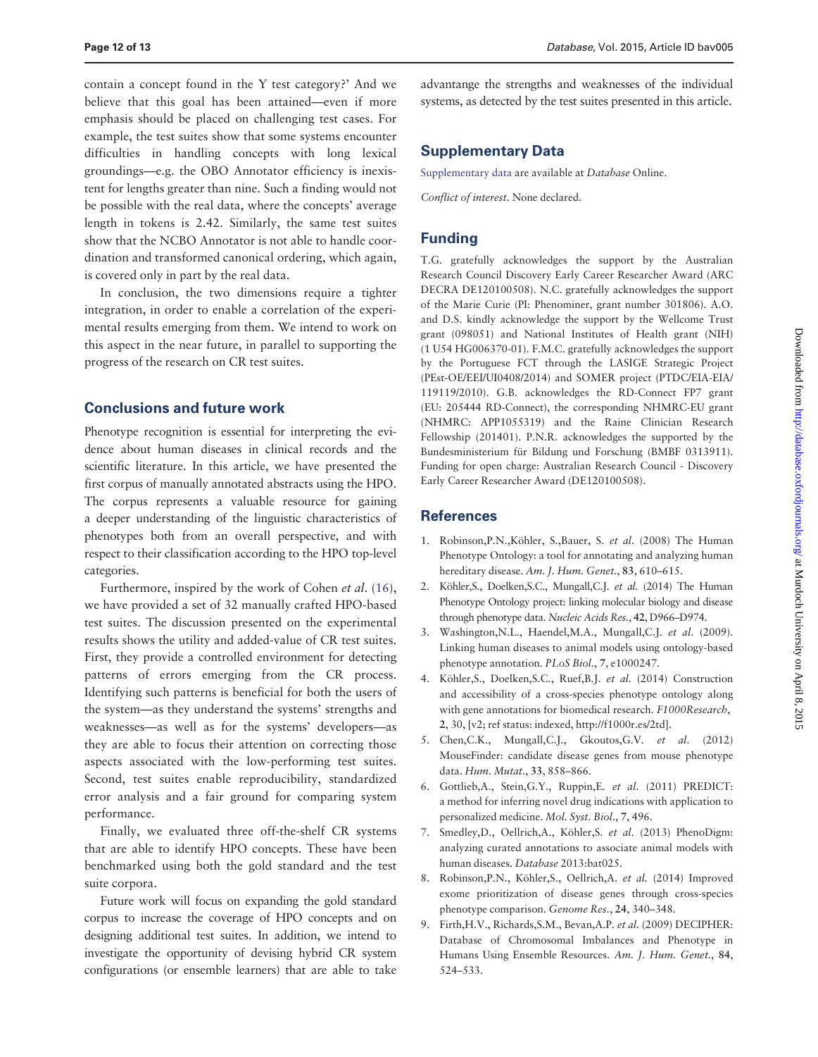contain a concept found in the Y test category?' And we believe that this goal has been attained—even if more emphasis should be placed on challenging test cases. For example, the test suites show that some systems encounter difficulties in handling concepts with long lexical groundings—e.g. the OBO Annotator efficiency is inexistent for lengths greater than nine. Such a finding would not be possible with the real data, where the concepts' average length in tokens is 2.42. Similarly, the same test suites show that the NCBO Annotator is not able to handle coordination and transformed canonical ordering, which again, is covered only in part by the real data.

In conclusion, the two dimensions require a tighter integration, in order to enable a correlation of the experimental results emerging from them. We intend to work on this aspect in the near future, in parallel to supporting the progress of the research on CR test suites.

## Conclusions and future work

Phenotype recognition is essential for interpreting the evidence about human diseases in clinical records and the scientific literature. In this article, we have presented the first corpus of manually annotated abstracts using the HPO. The corpus represents a valuable resource for gaining a deeper understanding of the linguistic characteristics of phenotypes both from an overall perspective, and with respect to their classification according to the HPO top-level categories.

Furthermore, inspired by the work of Cohen *et al.* (16), we have provided a set of 32 manually crafted HPO-based test suites. The discussion presented on the experimental results shows the utility and added-value of CR test suites. First, they provide a controlled environment for detecting patterns of errors emerging from the CR process. Identifying such patterns is beneficial for both the users of the system—as they understand the systems' strengths and weaknesses—as well as for the systems' developers—as they are able to focus their attention on correcting those aspects associated with the low-performing test suites. Second, test suites enable reproducibility, standardized error analysis and a fair ground for comparing system performance.

Finally, we evaluated three off-the-shelf CR systems that are able to identify HPO concepts. These have been benchmarked using both the gold standard and the test suite corpora.

Future work will focus on expanding the gold standard corpus to increase the coverage of HPO concepts and on designing additional test suites. In addition, we intend to investigate the opportunity of devising hybrid CR system configurations (or ensemble learners) that are able to take advantange the strengths and weaknesses of the individual systems, as detected by the test suites presented in this article.

## Supplementary Data

Supplementary data are available at *Database* Online.

*Conflict of interest*. None declared.

## Funding

T.G. gratefully acknowledges the support by the Australian Research Council Discovery Early Career Researcher Award (ARC DECRA DE120100508). N.C. gratefully acknowledges the support of the Marie Curie (PI: Phenominer, grant number 301806). A.O. and D.S. kindly acknowledge the support by the Wellcome Trust grant (098051) and National Institutes of Health grant (NIH) (1 U54 HG006370-01). F.M.C. gratefully acknowledges the support by the Portuguese FCT through the LASIGE Strategic Project (PEst-OE/EEI/UI0408/2014) and SOMER project (PTDC/EIA-EIA/119119/2010). G.B. acknowledges the RD-Connect FP7 grant (EU: 205444 RD-Connect), the corresponding NHMRC-EU grant (NHMRC: APP1055319) and the Raine Clinician Research Fellowship (201401). P.N.R. acknowledges the supported by the Bundesministerium für Bildung und Forschung (BMBF 0313911). Funding for open charge: Australian Research Council - Discovery Early Career Researcher Award (DE120100508).

## References

1. Robinson,P.N.,Köhler, S.,Bauer, S. *et al.* (2008) The Human Phenotype Ontology: a tool for annotating and analyzing human hereditary disease. *Am. J. Hum. Genet.*, **83**, 610–615.
2. Köhler,S., Doelken,S.C., Mungall,C.J. *et al.* (2014) The Human Phenotype Ontology project: linking molecular biology and disease through phenotype data. *Nucleic Acids Res.*, **42**, D966–D974.
3. Washington,N.L., Haendel,M.A., Mungall,C.J. *et al.* (2009). Linking human diseases to animal models using ontology-based phenotype annotation. *PLoS Biol.*, **7**, e1000247.
4. Köhler,S., Doelken,S.C., Ruef,B.J. *et al.* (2014) Construction and accessibility of a cross-species phenotype ontology along with gene annotations for biomedical research. *F1000Research*, **2**, 30, [v2; ref status: indexed, http://f1000r.es/2td].
5. Chen,C.K., Mungall,C.J., Gkoutos,G.V. *et al.* (2012) MouseFinder: candidate disease genes from mouse phenotype data. *Hum. Mutat.*, **33**, 858–866.
6. Gottlieb,A., Stein,G.Y., Ruppin,E. *et al.* (2011) PREDICT: a method for inferring novel drug indications with application to personalized medicine. *Mol. Syst. Biol.*, **7**, 496.
7. Smedley,D., Oellrich,A., Köhler,S. *et al.* (2013) PhenoDigm: analyzing curated annotations to associate animal models with human diseases. *Database* 2013:bat025.
8. Robinson,P.N., Köhler,S., Oellrich,A. *et al.* (2014) Improved exome prioritization of disease genes through cross-species phenotype comparison. *Genome Res.*, **24**, 340–348.
9. Firth,H.V., Richards,S.M., Bevan,A.P. *et al.* (2009) DECIPHER: Database of Chromosomal Imbalances and Phenotype in Humans Using Ensemble Resources. *Am. J. Hum. Genet.*, **84**, 524–533.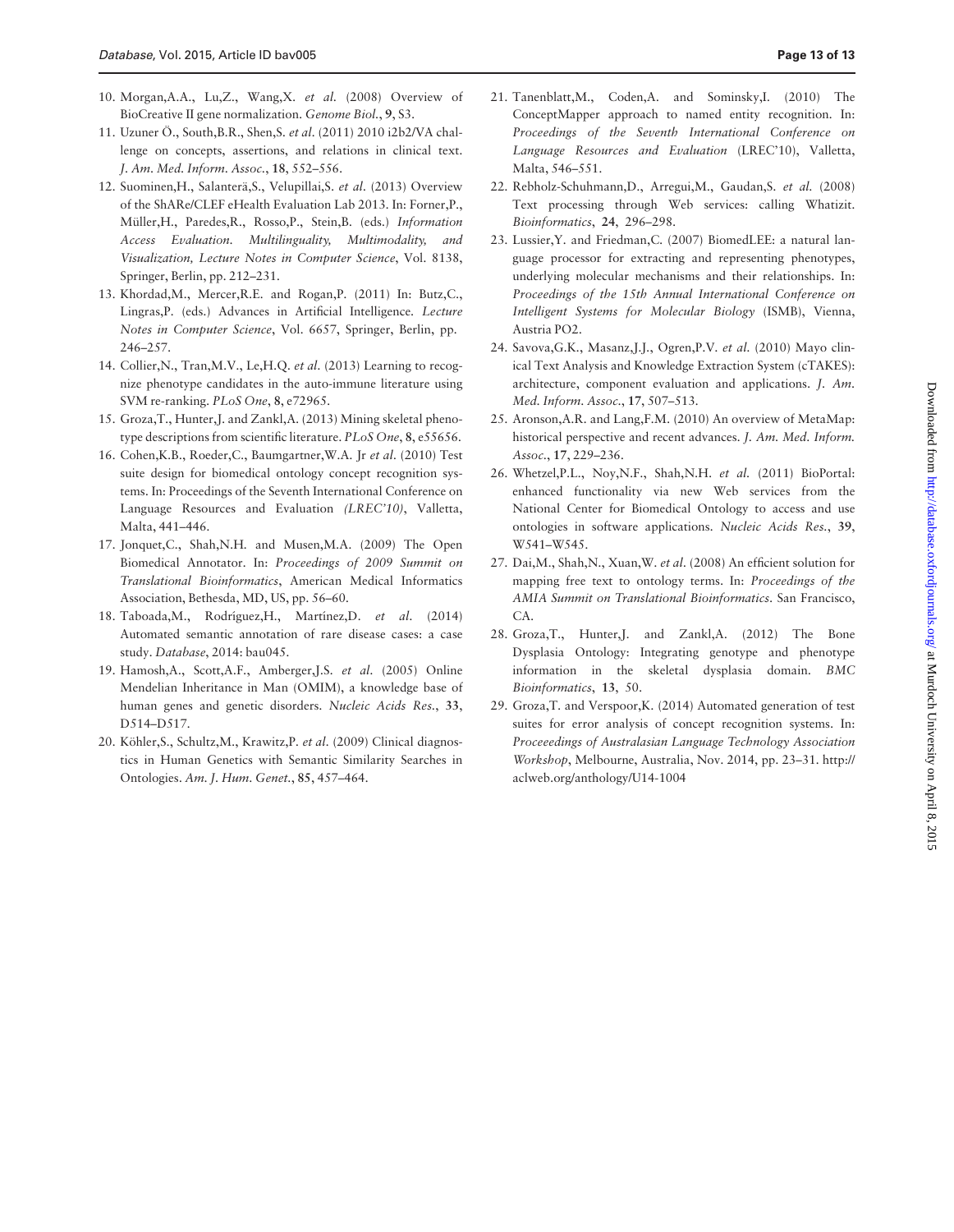10. Morgan,A.A., Lu,Z., Wang,X. *et al.* (2008) Overview of BioCreative II gene normalization. *Genome Biol.*, **9**, S3.
11. Uzuner Ö., South,B.R., Shen,S. *et al.* (2011) 2010 i2b2/VA challenge on concepts, assertions, and relations in clinical text. *J. Am. Med. Inform. Assoc.*, **18**, 552–556.
12. Suominen,H., Salanterä,S., Velupillai,S. *et al.* (2013) Overview of the ShARe/CLEF eHealth Evaluation Lab 2013. In: Forner,P., Müller,H., Paredes,R., Rosso,P., Stein,B. (eds.) *Information Access Evaluation. Multilinguality, Multimodality, and Visualization, Lecture Notes in Computer Science*, Vol. 8138, Springer, Berlin, pp. 212–231.
13. Khordad,M., Mercer,R.E. and Rogan,P. (2011) In: Butz,C., Lingras,P. (eds.) Advances in Artificial Intelligence. *Lecture Notes in Computer Science*, Vol. 6657, Springer, Berlin, pp. 246–257.
14. Collier,N., Tran,M.V., Le,H.Q. *et al.* (2013) Learning to recognize phenotype candidates in the auto-immune literature using SVM re-ranking. *PLoS One*, **8**, e72965.
15. Groza,T., Hunter,J. and Zankl,A. (2013) Mining skeletal phenotype descriptions from scientific literature. *PLoS One*, **8**, e55656.
16. Cohen,K.B., Roeder,C., Baumgartner,W.A. Jr *et al.* (2010) Test suite design for biomedical ontology concept recognition systems. In: Proceedings of the Seventh International Conference on Language Resources and Evaluation *(LREC'10)*, Valletta, Malta, 441–446.
17. Jonquet,C., Shah,N.H. and Musen,M.A. (2009) The Open Biomedical Annotator. In: *Proceedings of 2009 Summit on Translational Bioinformatics*, American Medical Informatics Association, Bethesda, MD, US, pp. 56–60.
18. Taboada,M., Rodríguez,H., Martínez,D. *et al.* (2014) Automated semantic annotation of rare disease cases: a case study. *Database*, 2014: bau045.
19. Hamosh,A., Scott,A.F., Amberger,J.S. *et al.* (2005) Online Mendelian Inheritance in Man (OMIM), a knowledge base of human genes and genetic disorders. *Nucleic Acids Res.*, **33**, D514–D517.
20. Köhler,S., Schultz,M., Krawitz,P. *et al.* (2009) Clinical diagnostics in Human Genetics with Semantic Similarity Searches in Ontologies. *Am. J. Hum. Genet.*, **85**, 457–464.
21. Tanenblatt,M., Coden,A. and Sominsky,I. (2010) The ConceptMapper approach to named entity recognition. In: *Proceedings of the Seventh International Conference on Language Resources and Evaluation* (LREC'10), Valletta, Malta, 546–551.
22. Rebholz-Schuhmann,D., Arregui,M., Gaudan,S. *et al.* (2008) Text processing through Web services: calling Whatizit. *Bioinformatics*, **24**, 296–298.
23. Lussier,Y. and Friedman,C. (2007) BiomedLEE: a natural language processor for extracting and representing phenotypes, underlying molecular mechanisms and their relationships. In: *Proceedings of the 15th Annual International Conference on Intelligent Systems for Molecular Biology* (ISMB), Vienna, Austria PO2.
24. Savova,G.K., Masanz,J.J., Ogren,P.V. *et al.* (2010) Mayo clinical Text Analysis and Knowledge Extraction System (cTAKES): architecture, component evaluation and applications. *J. Am. Med. Inform. Assoc.*, **17**, 507–513.
25. Aronson,A.R. and Lang,F.M. (2010) An overview of MetaMap: historical perspective and recent advances. *J. Am. Med. Inform. Assoc.*, **17**, 229–236.
26. Whetzel,P.L., Noy,N.F., Shah,N.H. *et al.* (2011) BioPortal: enhanced functionality via new Web services from the National Center for Biomedical Ontology to access and use ontologies in software applications. *Nucleic Acids Res.*, **39**, W541–W545.
27. Dai,M., Shah,N., Xuan,W. *et al.* (2008) An efficient solution for mapping free text to ontology terms. In: *Proceedings of the AMIA Summit on Translational Bioinformatics*. San Francisco, CA.
28. Groza,T., Hunter,J. and Zankl,A. (2012) The Bone Dysplasia Ontology: Integrating genotype and phenotype information in the skeletal dysplasia domain. *BMC Bioinformatics*, **13**, 50.
29. Groza,T. and Verspoor,K. (2014) Automated generation of test suites for error analysis of concept recognition systems. In: *Proceeedings of Australasian Language Technology Association Workshop*, Melbourne, Australia, Nov. 2014, pp. 23–31. http://aclweb.org/anthology/U14-1004